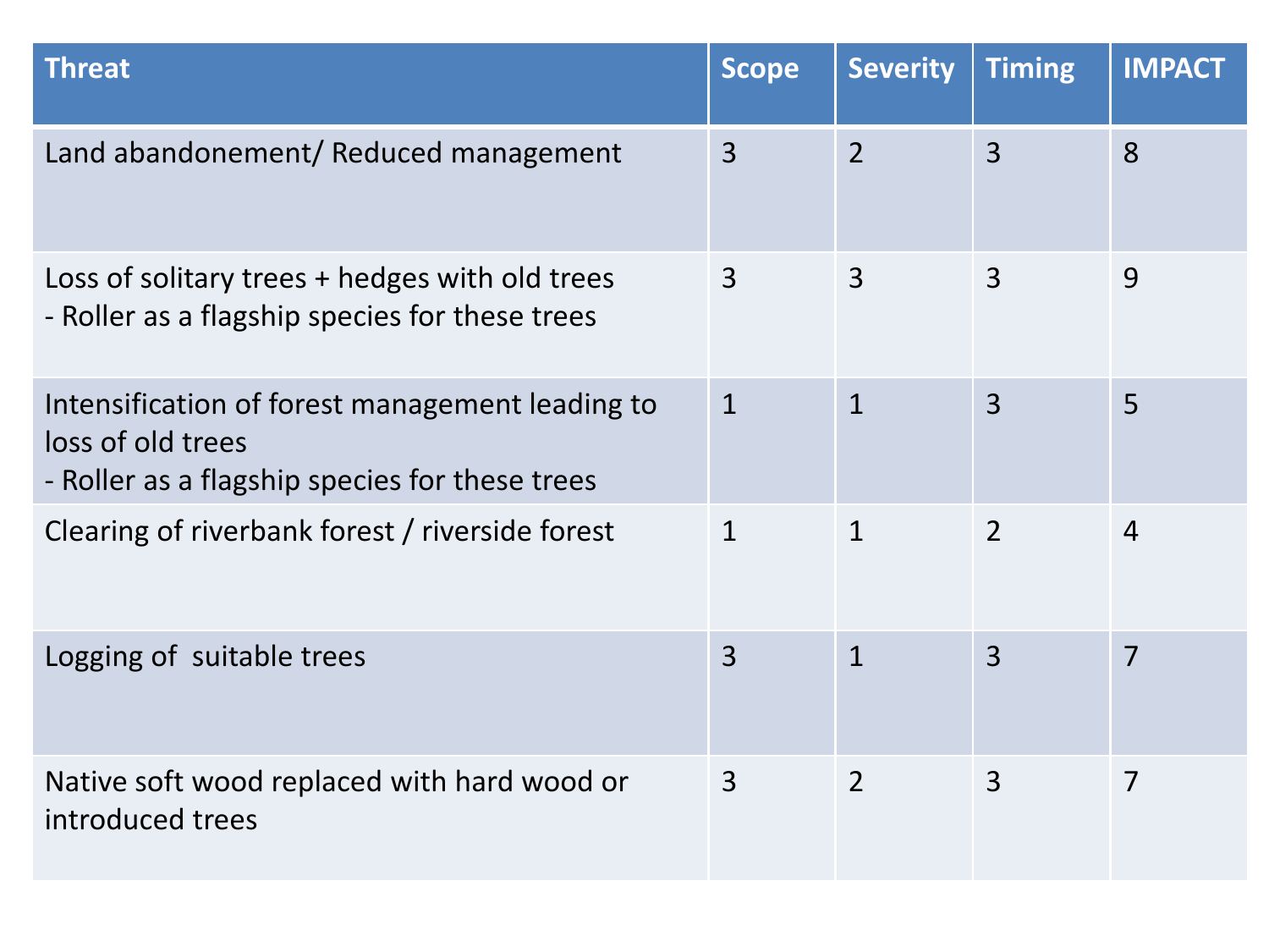| Threat | Scope | Severity | Timing | IMPACT |
|---|---|---|---|---|
| Land abandonement/ Reduced management | 3 | 2 | 3 | 8 |
| Loss of solitary trees + hedges with old trees<br>- Roller as a flagship species for these trees | 3 | 3 | 3 | 9 |
| Intensification of forest management leading to loss of old trees<br>- Roller as a flagship species for these trees | 1 | 1 | 3 | 5 |
| Clearing of riverbank forest / riverside forest | 1 | 1 | 2 | 4 |
| Logging of suitable trees | 3 | 1 | 3 | 7 |
| Native soft wood replaced with hard wood or introduced trees | 3 | 2 | 3 | 7 |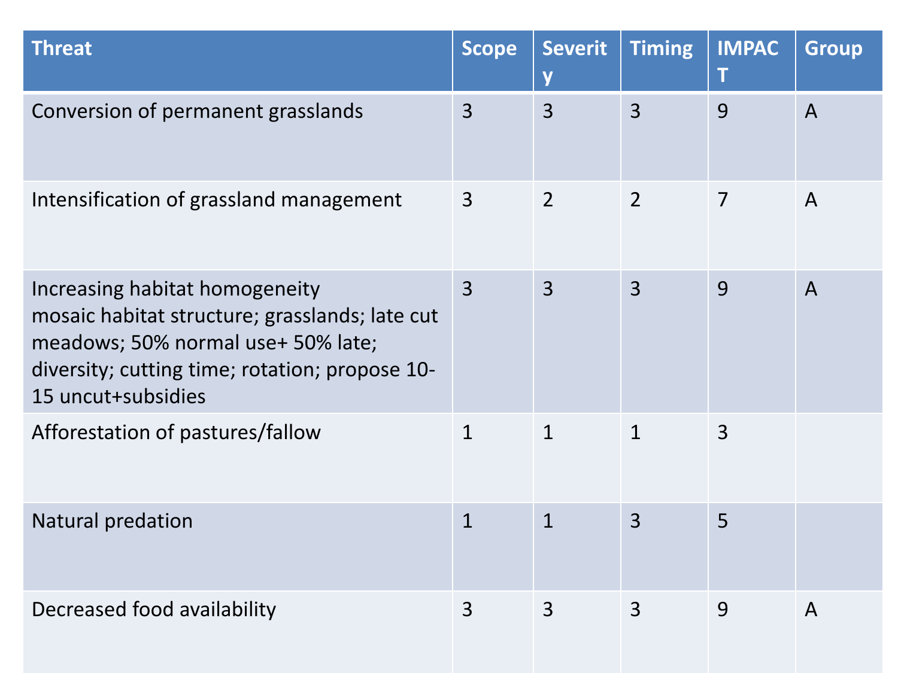| Threat | Scope | Severity | Timing | IMPACT | Group |
| --- | --- | --- | --- | --- | --- |
| Conversion of permanent grasslands | 3 | 3 | 3 | 9 | A |
| Intensification of grassland management | 3 | 2 | 2 | 7 | A |
| Increasing habitat homogeneity<br>mosaic habitat structure; grasslands; late cut meadows; 50% normal use+ 50% late; diversity; cutting time; rotation; propose 10-15 uncut+subsidies | 3 | 3 | 3 | 9 | A |
| Afforestation of pastures/fallow | 1 | 1 | 1 | 3 | |
| Natural predation | 1 | 1 | 3 | 5 | |
| Decreased food availability | 3 | 3 | 3 | 9 | A |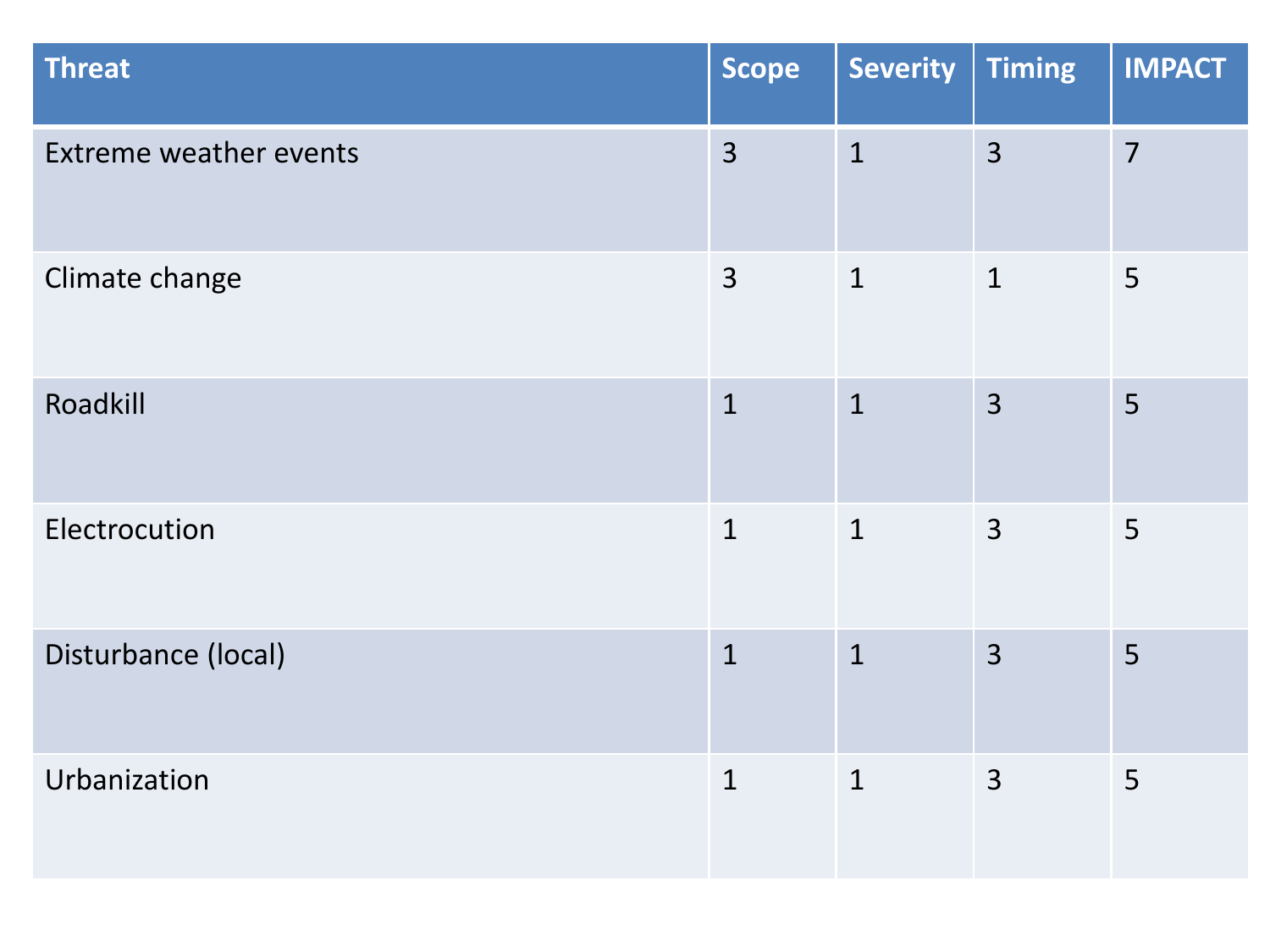| Threat | Scope | Severity | Timing | IMPACT |
| --- | --- | --- | --- | --- |
| Extreme weather events | 3 | 1 | 3 | 7 |
| Climate change | 3 | 1 | 1 | 5 |
| Roadkill | 1 | 1 | 3 | 5 |
| Electrocution | 1 | 1 | 3 | 5 |
| Disturbance (local) | 1 | 1 | 3 | 5 |
| Urbanization | 1 | 1 | 3 | 5 |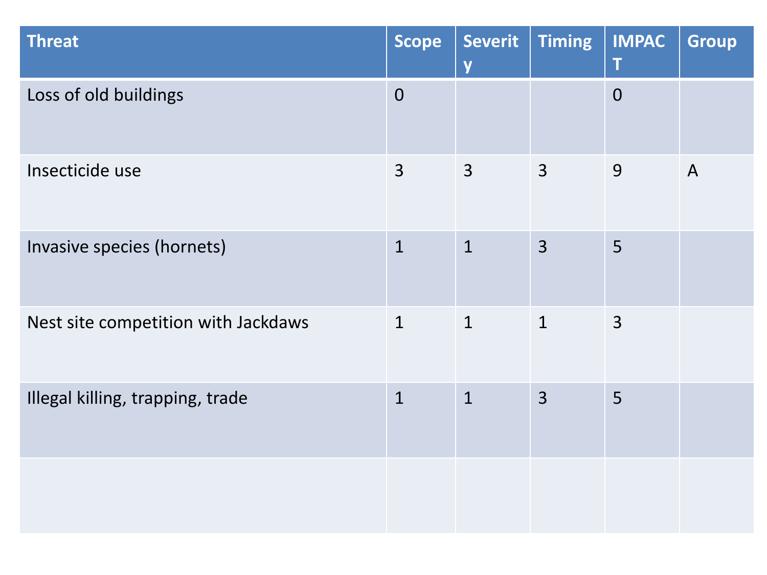| Threat | Scope | Severity | Timing | IMPACT | Group |
|---|---|---|---|---|---|
| Loss of old buildings | 0 | | | 0 | |
| Insecticide use | 3 | 3 | 3 | 9 | A |
| Invasive species (hornets) | 1 | 1 | 3 | 5 | |
| Nest site competition with Jackdaws | 1 | 1 | 1 | 3 | |
| Illegal killing, trapping, trade | 1 | 1 | 3 | 5 | |
| | | | | | |